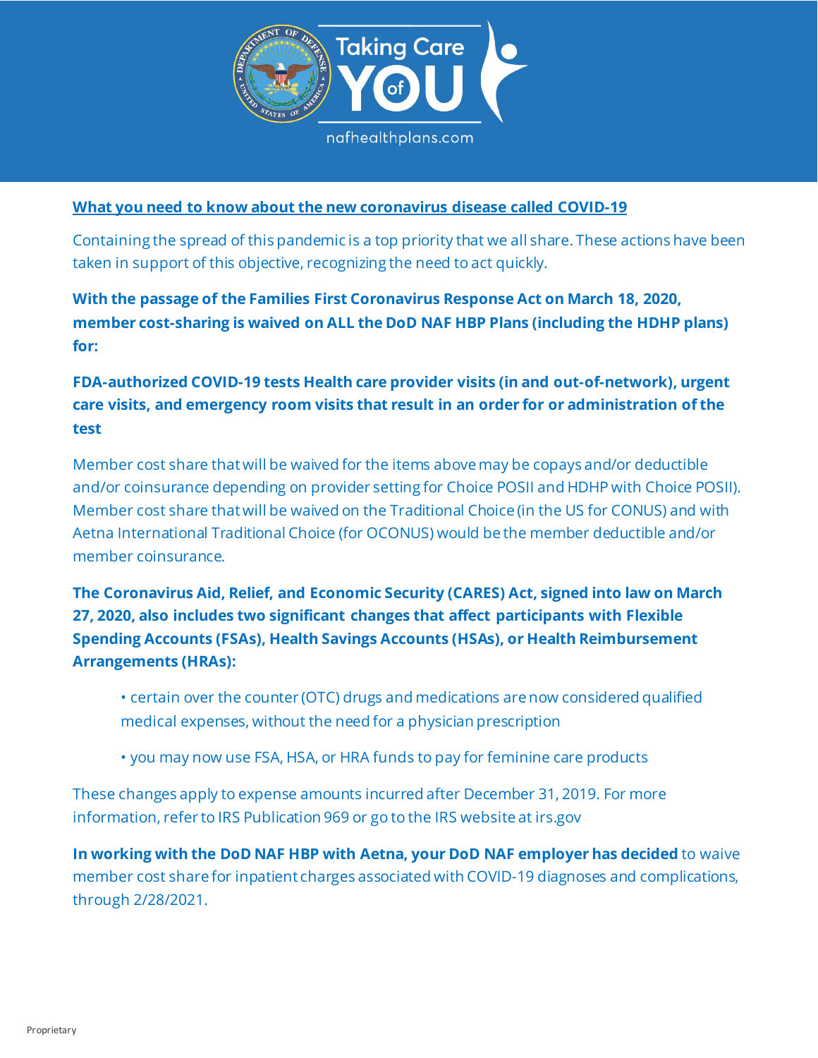Taking Care of YOU

nafhealthplans.com

## What you need to know about the new coronavirus disease called COVID-19

Containing the spread of this pandemic is a top priority that we all share. These actions have been taken in support of this objective, recognizing the need to act quickly.

**With the passage of the Families First Coronavirus Response Act on March 18, 2020, member cost-sharing is waived on ALL the DoD NAF HBP Plans (including the HDHP plans) for:**

**FDA-authorized COVID-19 tests Health care provider visits (in and out-of-network), urgent care visits, and emergency room visits that result in an order for or administration of the test**

Member cost share that will be waived for the items above may be copays and/or deductible and/or coinsurance depending on provider setting for Choice POSII and HDHP with Choice POSII). Member cost share that will be waived on the Traditional Choice (in the US for CONUS) and with Aetna International Traditional Choice (for OCONUS) would be the member deductible and/or member coinsurance.

**The Coronavirus Aid, Relief, and Economic Security (CARES) Act, signed into law on March 27, 2020, also includes two significant changes that affect participants with Flexible Spending Accounts (FSAs), Health Savings Accounts (HSAs), or Health Reimbursement Arrangements (HRAs):**

- certain over the counter (OTC) drugs and medications are now considered qualified medical expenses, without the need for a physician prescription
- you may now use FSA, HSA, or HRA funds to pay for feminine care products

These changes apply to expense amounts incurred after December 31, 2019. For more information, refer to IRS Publication 969 or go to the IRS website at irs.gov

**In working with the DoD NAF HBP with Aetna, your DoD NAF employer has decided** to waive member cost share for inpatient charges associated with COVID-19 diagnoses and complications, through 2/28/2021.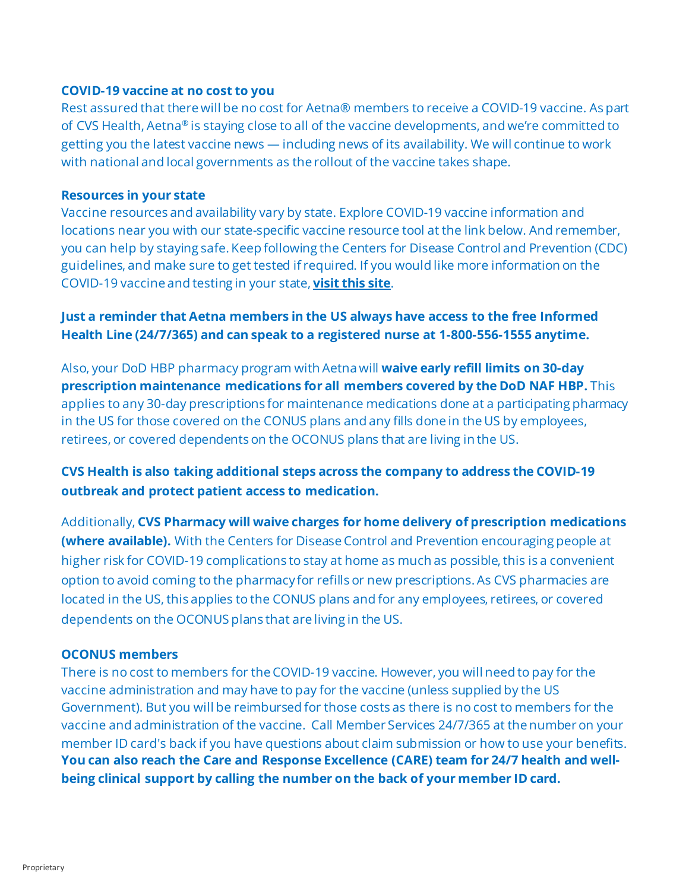**COVID-19 vaccine at no cost to you**

Rest assured that there will be no cost for Aetna® members to receive a COVID-19 vaccine. As part of CVS Health, Aetna® is staying close to all of the vaccine developments, and we're committed to getting you the latest vaccine news — including news of its availability. We will continue to work with national and local governments as the rollout of the vaccine takes shape.

**Resources in your state**

Vaccine resources and availability vary by state. Explore COVID-19 vaccine information and locations near you with our state-specific vaccine resource tool at the link below. And remember, you can help by staying safe. Keep following the Centers for Disease Control and Prevention (CDC) guidelines, and make sure to get tested if required. If you would like more information on the COVID-19 vaccine and testing in your state, **visit this site**.

**Just a reminder that Aetna members in the US always have access to the free Informed Health Line (24/7/365) and can speak to a registered nurse at 1-800-556-1555 anytime.**

Also, your DoD HBP pharmacy program with Aetna will **waive early refill limits on 30-day prescription maintenance medications for all members covered by the DoD NAF HBP.** This applies to any 30-day prescriptions for maintenance medications done at a participating pharmacy in the US for those covered on the CONUS plans and any fills done in the US by employees, retirees, or covered dependents on the OCONUS plans that are living in the US.

**CVS Health is also taking additional steps across the company to address the COVID-19 outbreak and protect patient access to medication.**

Additionally, **CVS Pharmacy will waive charges for home delivery of prescription medications (where available).** With the Centers for Disease Control and Prevention encouraging people at higher risk for COVID-19 complications to stay at home as much as possible, this is a convenient option to avoid coming to the pharmacy for refills or new prescriptions. As CVS pharmacies are located in the US, this applies to the CONUS plans and for any employees, retirees, or covered dependents on the OCONUS plans that are living in the US.

**OCONUS members**

There is no cost to members for the COVID-19 vaccine. However, you will need to pay for the vaccine administration and may have to pay for the vaccine (unless supplied by the US Government). But you will be reimbursed for those costs as there is no cost to members for the vaccine and administration of the vaccine. Call Member Services 24/7/365 at the number on your member ID card's back if you have questions about claim submission or how to use your benefits. **You can also reach the Care and Response Excellence (CARE) team for 24/7 health and well-being clinical support by calling the number on the back of your member ID card.**

Proprietary